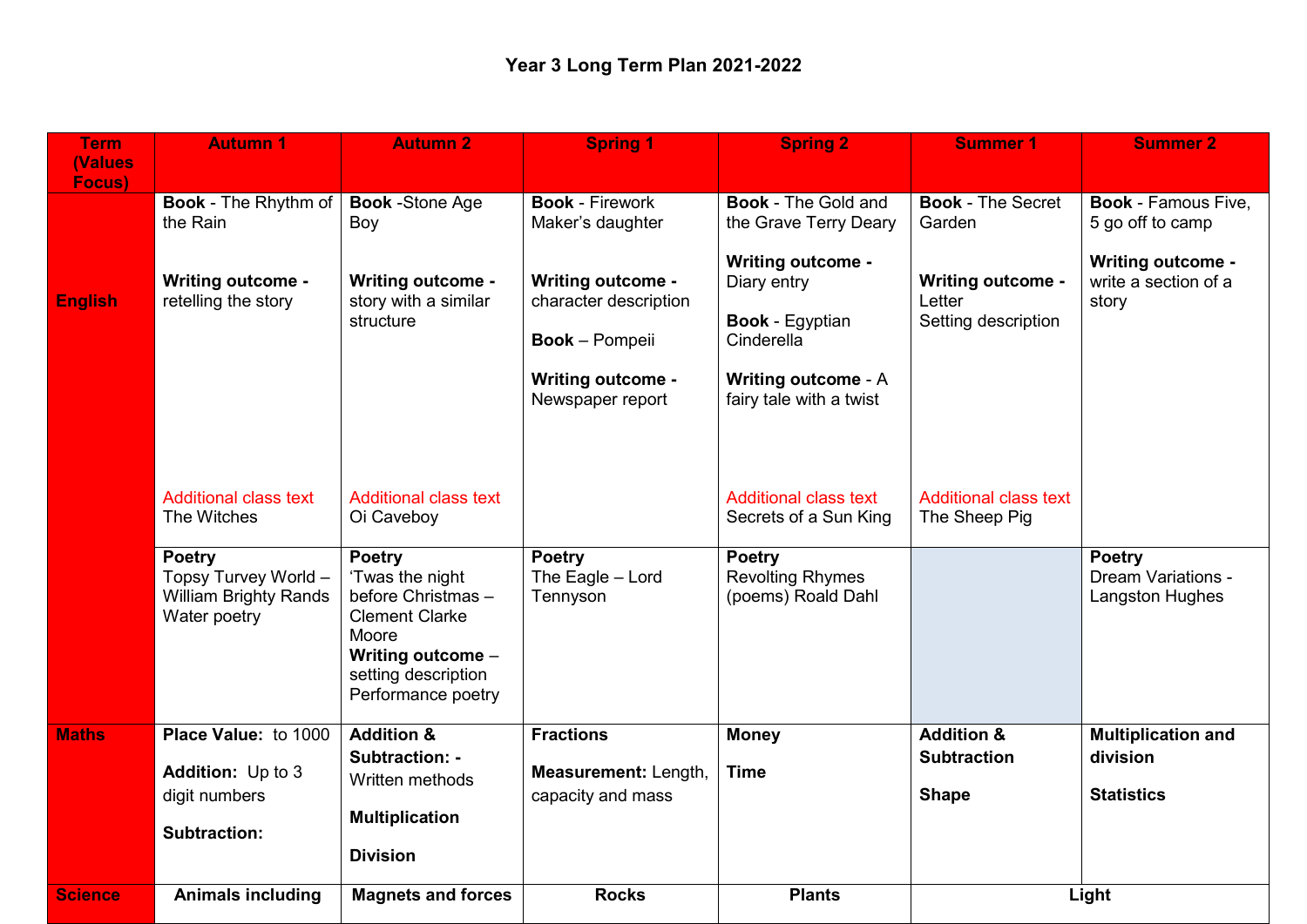# Year 3 Long Term Plan 2021-2022

| Term (Values Focus) | Autumn 1 | Autumn 2 | Spring 1 | Spring 2 | Summer 1 | Summer 2 |
|---|---|---|---|---|---|---|
| English | **Book** - The Rhythm of the Rain<br><br>**Writing outcome -** retelling the story<br><br>Additional class text<br>The Witches | **Book** -Stone Age Boy<br><br>**Writing outcome -** story with a similar structure<br><br>Additional class text<br>Oi Caveboy | **Book** - Firework Maker's daughter<br><br>**Writing outcome -** character description<br><br>**Book** – Pompeii<br><br>**Writing outcome -** Newspaper report | **Book** - The Gold and the Grave Terry Deary<br><br>**Writing outcome -** Diary entry<br><br>**Book** - Egyptian Cinderella<br><br>**Writing outcome** - A fairy tale with a twist<br><br>Additional class text<br>Secrets of a Sun King | **Book** - The Secret Garden<br><br>**Writing outcome -** Letter<br>Setting description<br><br>Additional class text<br>The Sheep Pig | **Book** - Famous Five, 5 go off to camp<br><br>**Writing outcome -** write a section of a story |
| | **Poetry**<br>Topsy Turvey World – William Brighty Rands<br>Water poetry | **Poetry**<br>'Twas the night before Christmas – Clement Clarke Moore<br>**Writing outcome** – setting description<br>Performance poetry | **Poetry**<br>The Eagle – Lord Tennyson | **Poetry**<br>Revolting Rhymes (poems) Roald Dahl | | **Poetry**<br>Dream Variations - Langston Hughes |
| Maths | **Place Value:** to 1000<br><br>**Addition:** Up to 3 digit numbers<br><br>**Subtraction:** | **Addition & Subtraction: -** Written methods<br><br>**Multiplication**<br><br>**Division** | **Fractions**<br><br>**Measurement:** Length, capacity and mass | **Money**<br><br>**Time** | **Addition & Subtraction**<br><br>**Shape** | **Multiplication and division**<br><br>**Statistics** |
| Science | **Animals including** | **Magnets and forces** | **Rocks** | **Plants** | **Light** | |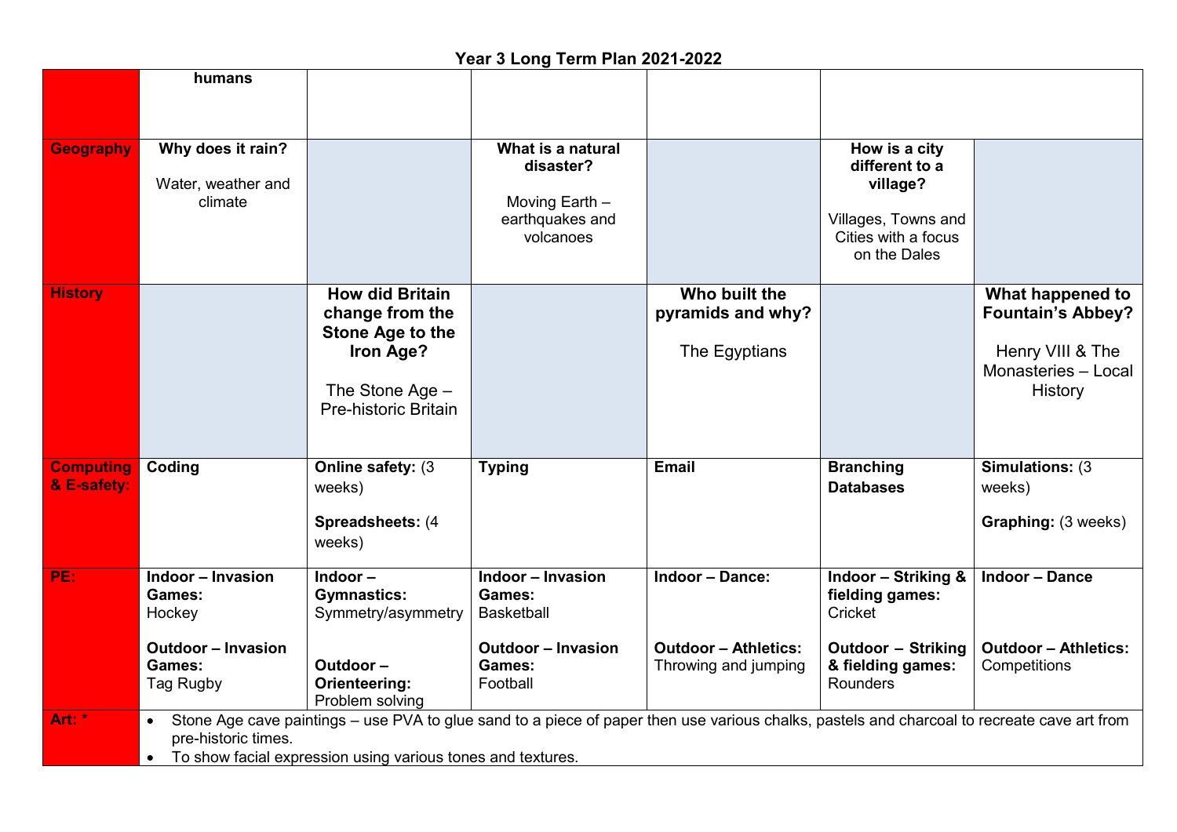## Year 3 Long Term Plan 2021-2022

| | | | | | | |
|---|---|---|---|---|---|---|
| | **humans** | | | | | |
| **Geography** | **Why does it rain?** Water, weather and climate | | **What is a natural disaster?** Moving Earth – earthquakes and volcanoes | | **How is a city different to a village?** Villages, Towns and Cities with a focus on the Dales | |
| **History** | | **How did Britain change from the Stone Age to the Iron Age?** The Stone Age – Pre-historic Britain | | **Who built the pyramids and why?** The Egyptians | | **What happened to Fountain's Abbey?** Henry VIII & The Monasteries – Local History |
| **Computing & E-safety:** | **Coding** | **Online safety:** (3 weeks) **Spreadsheets:** (4 weeks) | **Typing** | **Email** | **Branching Databases** | **Simulations:** (3 weeks) **Graphing:** (3 weeks) |
| **PE:** | **Indoor – Invasion Games:** Hockey **Outdoor – Invasion Games:** Tag Rugby | **Indoor – Gymnastics:** Symmetry/asymmetry **Outdoor – Orienteering:** Problem solving | **Indoor – Invasion Games:** Basketball **Outdoor – Invasion Games:** Football | **Indoor – Dance:** **Outdoor – Athletics:** Throwing and jumping | **Indoor – Striking & fielding games:** Cricket **Outdoor – Striking & fielding games:** Rounders | **Indoor – Dance** **Outdoor – Athletics:** Competitions |
| **Art: *** | • Stone Age cave paintings – use PVA to glue sand to a piece of paper then use various chalks, pastels and charcoal to recreate cave art from pre-historic times. • To show facial expression using various tones and textures. | | | | | |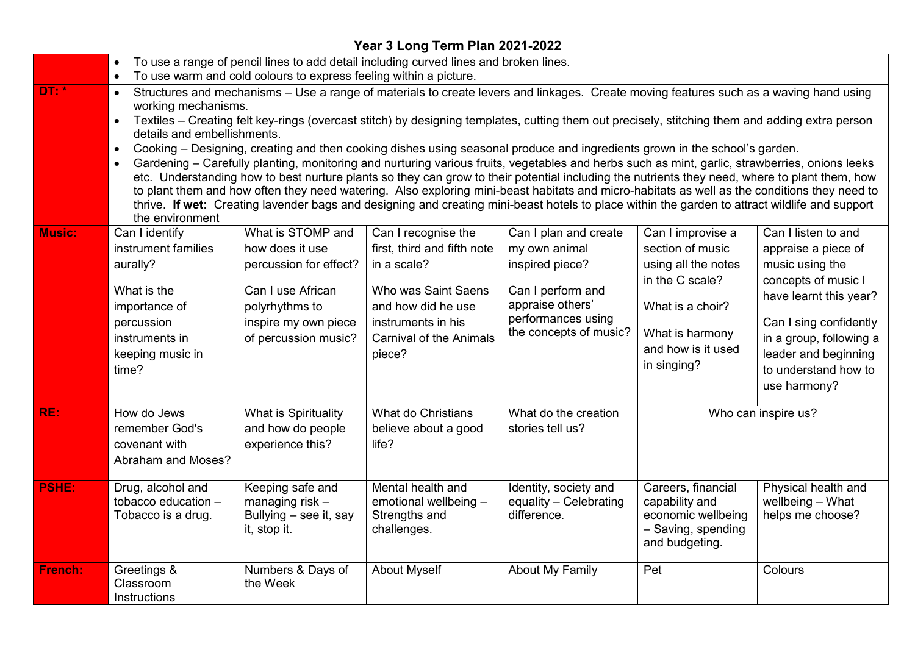# Year 3 Long Term Plan 2021-2022

| | | | | | | |
|---|---|---|---|---|---|---|
| | • To use a range of pencil lines to add detail including curved lines and broken lines.<br>• To use warm and cold colours to express feeling within a picture. | | | | | |
| **DT: *** | • Structures and mechanisms – Use a range of materials to create levers and linkages. Create moving features such as a waving hand using working mechanisms.<br>• Textiles – Creating felt key-rings (overcast stitch) by designing templates, cutting them out precisely, stitching them and adding extra person details and embellishments.<br>• Cooking – Designing, creating and then cooking dishes using seasonal produce and ingredients grown in the school's garden.<br>• Gardening – Carefully planting, monitoring and nurturing various fruits, vegetables and herbs such as mint, garlic, strawberries, onions leeks etc. Understanding how to best nurture plants so they can grow to their potential including the nutrients they need, where to plant them, how to plant them and how often they need watering. Also exploring mini-beast habitats and micro-habitats as well as the conditions they need to thrive. **If wet:** Creating lavender bags and designing and creating mini-beast hotels to place within the garden to attract wildlife and support the environment | | | | | |
| **Music:** | Can I identify instrument families aurally?<br><br>What is the importance of percussion instruments in keeping music in time? | What is STOMP and how does it use percussion for effect?<br><br>Can I use African polyrhythms to inspire my own piece of percussion music? | Can I recognise the first, third and fifth note in a scale?<br><br>Who was Saint Saens and how did he use instruments in his Carnival of the Animals piece? | Can I plan and create my own animal inspired piece?<br><br>Can I perform and appraise others' performances using the concepts of music? | Can I improvise a section of music using all the notes in the C scale?<br><br>What is a choir?<br><br>What is harmony and how is it used in singing? | Can I listen to and appraise a piece of music using the concepts of music I have learnt this year?<br><br>Can I sing confidently in a group, following a leader and beginning to understand how to use harmony? |
| **RE:** | How do Jews remember God's covenant with Abraham and Moses? | What is Spirituality and how do people experience this? | What do Christians believe about a good life? | What do the creation stories tell us? | Who can inspire us? | |
| **PSHE:** | Drug, alcohol and tobacco education – Tobacco is a drug. | Keeping safe and managing risk – Bullying – see it, say it, stop it. | Mental health and emotional wellbeing – Strengths and challenges. | Identity, society and equality – Celebrating difference. | Careers, financial capability and economic wellbeing – Saving, spending and budgeting. | Physical health and wellbeing – What helps me choose? |
| **French:** | Greetings & Classroom Instructions | Numbers & Days of the Week | About Myself | About My Family | Pet | Colours |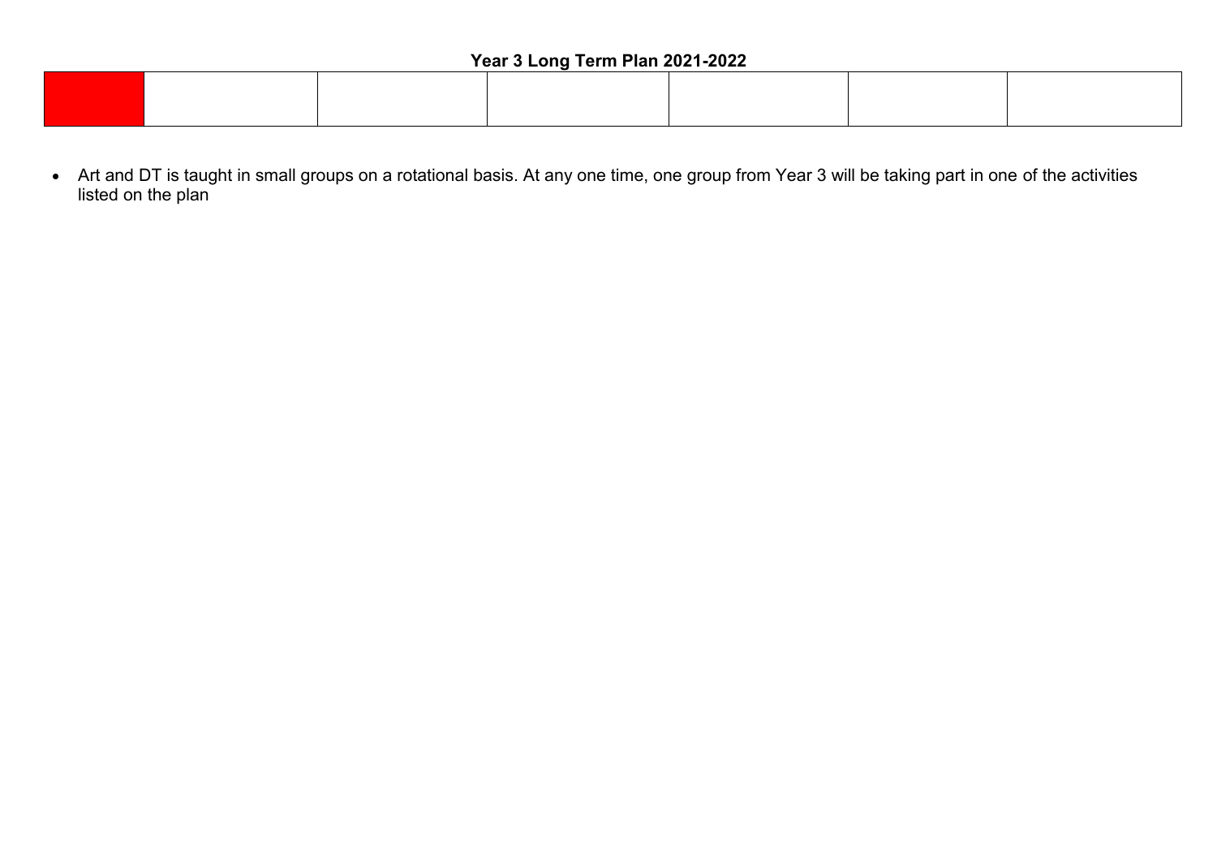**Year 3 Long Term Plan 2021-2022**

| | | | | | | |
|---|---|---|---|---|---|---|
| | | | | | | |

- Art and DT is taught in small groups on a rotational basis. At any one time, one group from Year 3 will be taking part in one of the activities listed on the plan